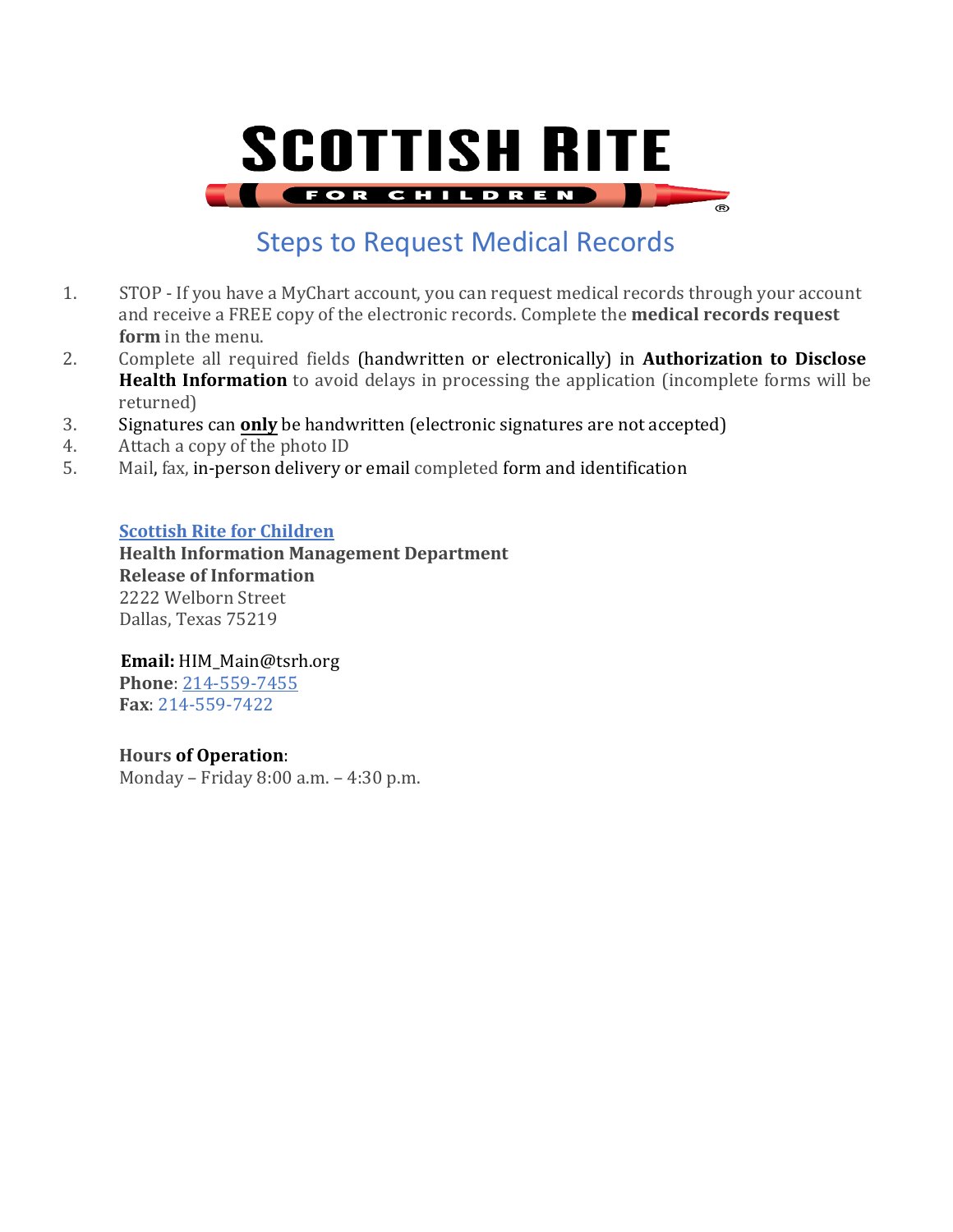# SCOTTISH RITE FOR CHILDREN

## Steps to Request Medical Records

1. STOP - If you have a MyChart account, you can request medical records through your account and receive a FREE copy of the electronic records. Complete the **medical records request form** in the menu.
2. Complete all required fields (handwritten or electronically) in **Authorization to Disclose Health Information** to avoid delays in processing the application (incomplete forms will be returned)
3. Signatures can **only** be handwritten (electronic signatures are not accepted)
4. Attach a copy of the photo ID
5. Mail, fax, in-person delivery or email completed form and identification

**Scottish Rite for Children**
**Health Information Management Department**
**Release of Information**
2222 Welborn Street
Dallas, Texas 75219

**Email:** HIM_Main@tsrh.org
**Phone**: 214-559-7455
**Fax**: 214-559-7422

**Hours of Operation**:
Monday – Friday 8:00 a.m. – 4:30 p.m.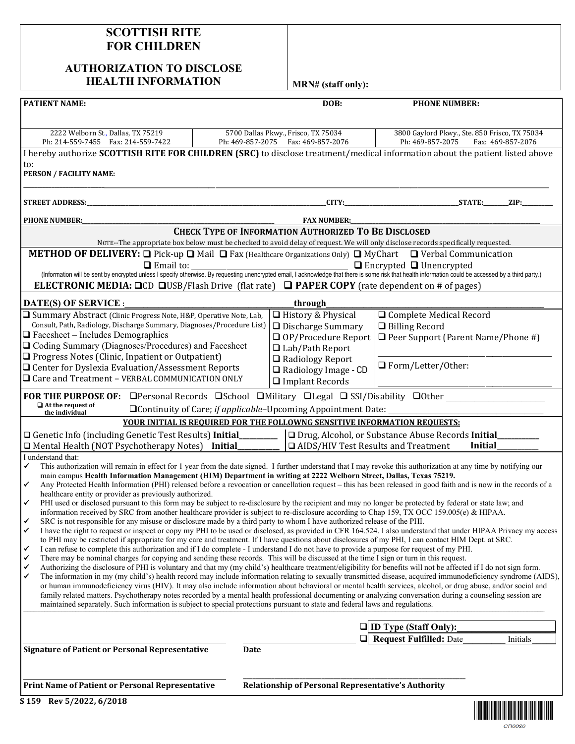# SCOTTISH RITE FOR CHILDREN

## AUTHORIZATION TO DISCLOSE HEALTH INFORMATION

**MRN# (staff only):**

| **PATIENT NAME:** | **DOB:** | **PHONE NUMBER:** |
|---|---|---|
| | | |

| | | |
|---|---|---|
| 2222 Welborn St., Dallas, TX 75219<br>Ph: 214-559-7455 Fax: 214-559-7422 | 5700 Dallas Pkwy., Frisco, TX 75034<br>Ph: 469-857-2075 Fax: 469-857-2076 | 3800 Gaylord Pkwy., Ste. 850 Frisco, TX 75034<br>Ph: 469-857-2075 Fax: 469-857-2076 |

I hereby authorize **SCOTTISH RITE FOR CHILDREN (SRC)** to disclose treatment/medical information about the patient listed above to:

**PERSON / FACILITY NAME:**

______________________________________________________________________________

**STREET ADDRESS:**______________________________ **CITY:**____________________ **STATE:**_______ **ZIP:**_________

**PHONE NUMBER:**______________________________ **FAX NUMBER:**______________________________

### CHECK TYPE OF INFORMATION AUTHORIZED TO BE DISCLOSED

NOTE--The appropriate box below must be checked to avoid delay of request. We will only disclose records specifically requested.

**METHOD OF DELIVERY:** ❑ Pick-up ❑ Mail ❑ Fax (Healthcare Organizations Only) ❑ MyChart ❑ Verbal Communication

❑ Email to: ______________________________ ❑ Encrypted ❑ Unencrypted

(Information will be sent by encrypted unless I specify otherwise. By requesting unencrypted email, I acknowledge that there is some risk that health information could be accessed by a third party.)

**ELECTRONIC MEDIA:** ❑CD ❑USB/Flash Drive (flat rate) ❑ **PAPER COPY** (rate dependent on # of pages)

**DATE(S) OF SERVICE :**______________________________ **through**______________________________

| | | |
|---|---|---|
| ❑ Summary Abstract (Clinic Progress Note, H&P, Operative Note, Lab, Consult, Path, Radiology, Discharge Summary, Diagnoses/Procedure List) | ❑ History & Physical | ❑ Complete Medical Record |
| ❑ Facesheet – Includes Demographics | ❑ Discharge Summary | ❑ Billing Record |
| ❑ Coding Summary (Diagnoses/Procedures) and Facesheet | ❑ OP/Procedure Report | ❑ Peer Support (Parent Name/Phone #) |
| ❑ Progress Notes (Clinic, Inpatient or Outpatient) | ❑ Lab/Path Report | ______________________ |
| ❑ Center for Dyslexia Evaluation/Assessment Reports | ❑ Radiology Report | ❑ Form/Letter/Other: |
| ❑ Care and Treatment – VERBAL COMMUNICATION ONLY | ❑ Radiology Image - CD | |
| | ❑ Implant Records | ______________________ |

**FOR THE PURPOSE OF:** ❑Personal Records ❑School ❑Military ❑Legal ❑ SSI/Disability ❑Other ____________________

❑ **At the request of the individual** ❑Continuity of Care; *if applicable*–Upcoming Appointment Date: ____________________

**YOUR INITIAL IS REQUIRED FOR THE FOLLOWNG SENSITIVE INFORMATION REQUESTS:**

| | |
|---|---|
| ❑ Genetic Info (including Genetic Test Results) **Initial**__________ | ❑ Drug, Alcohol, or Substance Abuse Records **Initial**__________ |
| ❑ Mental Health (NOT Psychotherapy Notes) **Initial**__________ | ❑ AIDS/HIV Test Results and Treatment **Initial**__________ |

I understand that:

- ✔ This authorization will remain in effect for 1 year from the date signed. I further understand that I may revoke this authorization at any time by notifying our main campus **Health Information Management (HIM) Department in writing at 2222 Welborn Street, Dallas, Texas 75219.**
- ✔ Any Protected Health Information (PHI) released before a revocation or cancellation request – this has been released in good faith and is now in the records of a healthcare entity or provider as previously authorized.
- ✔ PHI used or disclosed pursuant to this form may be subject to re-disclosure by the recipient and may no longer be protected by federal or state law; and information received by SRC from another healthcare provider is subject to re-disclosure according to Chap 159, TX OCC 159.005(e) & HIPAA.
- ✔ SRC is not responsible for any misuse or disclosure made by a third party to whom I have authorized release of the PHI.
- ✔ I have the right to request or inspect or copy my PHI to be used or disclosed, as provided in CFR 164.524. I also understand that under HIPAA Privacy my access to PHI may be restricted if appropriate for my care and treatment. If I have questions about disclosures of my PHI, I can contact HIM Dept. at SRC.
- ✔ I can refuse to complete this authorization and if I do complete - I understand I do not have to provide a purpose for request of my PHI.
- ✔ There may be nominal charges for copying and sending these records. This will be discussed at the time I sign or turn in this request.
- ✔ Authorizing the disclosure of PHI is voluntary and that my (my child's) healthcare treatment/eligibility for benefits will not be affected if I do not sign form.
- ✔ The information in my (my child's) health record may include information relating to sexually transmitted disease, acquired immunodeficiency syndrome (AIDS), or human immunodeficiency virus (HIV). It may also include information about behavioral or mental health services, alcohol, or drug abuse, and/or social and family related matters. Psychotherapy notes recorded by a mental health professional documenting or analyzing conversation during a counseling session are maintained separately. Such information is subject to special protections pursuant to state and federal laws and regulations.

❑ **ID Type (Staff Only):**____________________

❑ **Request Fulfilled:** Date__________ Initials______

______________________________ ______________________________

**Signature of Patient or Personal Representative** **Date**

______________________________ ______________________________

**Print Name of Patient or Personal Representative** **Relationship of Personal Representative's Authority**

**S 159 Rev 5/2022, 6/2018**

CR0020